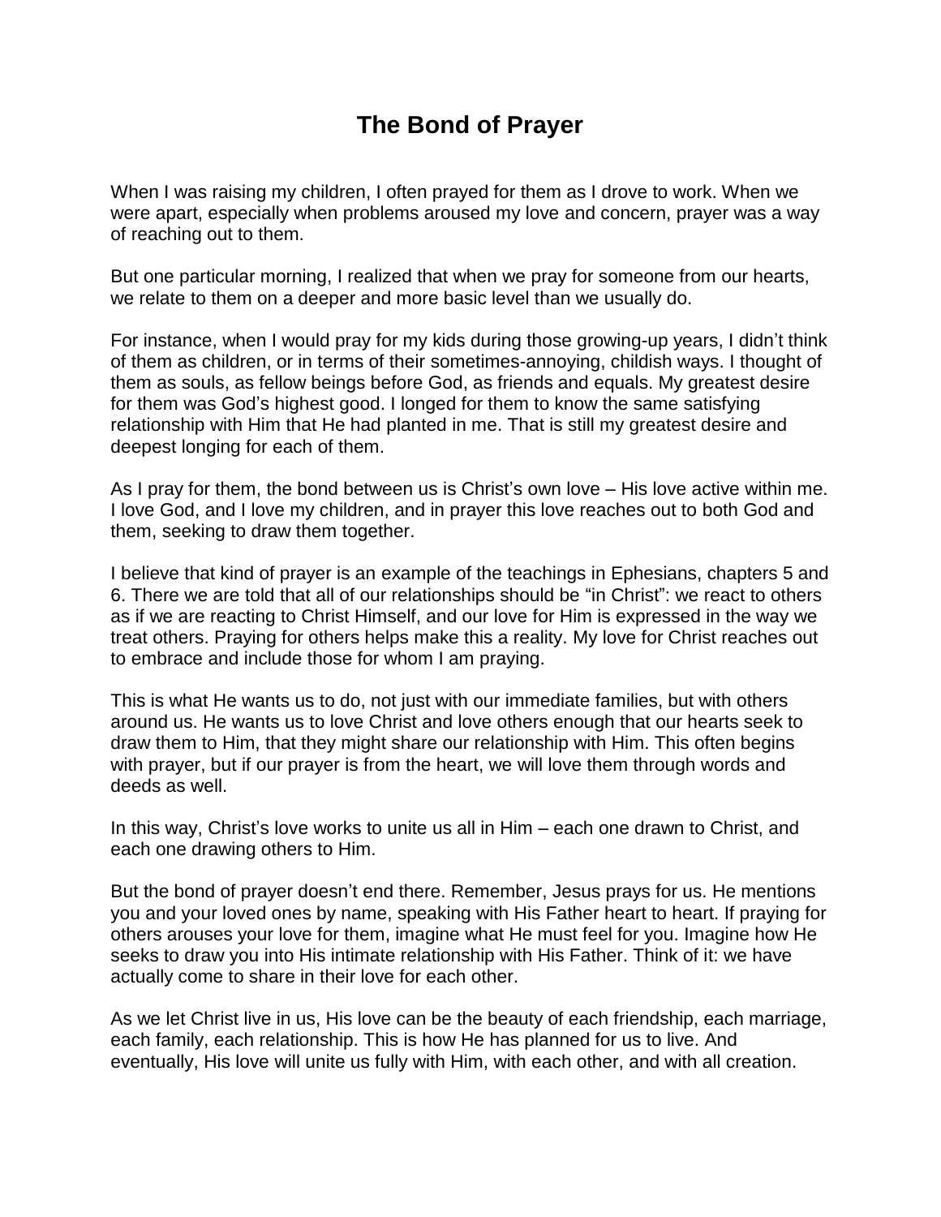# The Bond of Prayer

When I was raising my children, I often prayed for them as I drove to work. When we were apart, especially when problems aroused my love and concern, prayer was a way of reaching out to them.

But one particular morning, I realized that when we pray for someone from our hearts, we relate to them on a deeper and more basic level than we usually do.

For instance, when I would pray for my kids during those growing-up years, I didn't think of them as children, or in terms of their sometimes-annoying, childish ways. I thought of them as souls, as fellow beings before God, as friends and equals. My greatest desire for them was God's highest good. I longed for them to know the same satisfying relationship with Him that He had planted in me. That is still my greatest desire and deepest longing for each of them.

As I pray for them, the bond between us is Christ's own love – His love active within me. I love God, and I love my children, and in prayer this love reaches out to both God and them, seeking to draw them together.

I believe that kind of prayer is an example of the teachings in Ephesians, chapters 5 and 6. There we are told that all of our relationships should be "in Christ": we react to others as if we are reacting to Christ Himself, and our love for Him is expressed in the way we treat others. Praying for others helps make this a reality. My love for Christ reaches out to embrace and include those for whom I am praying.

This is what He wants us to do, not just with our immediate families, but with others around us. He wants us to love Christ and love others enough that our hearts seek to draw them to Him, that they might share our relationship with Him. This often begins with prayer, but if our prayer is from the heart, we will love them through words and deeds as well.

In this way, Christ's love works to unite us all in Him – each one drawn to Christ, and each one drawing others to Him.

But the bond of prayer doesn't end there. Remember, Jesus prays for us. He mentions you and your loved ones by name, speaking with His Father heart to heart. If praying for others arouses your love for them, imagine what He must feel for you. Imagine how He seeks to draw you into His intimate relationship with His Father. Think of it: we have actually come to share in their love for each other.

As we let Christ live in us, His love can be the beauty of each friendship, each marriage, each family, each relationship. This is how He has planned for us to live. And eventually, His love will unite us fully with Him, with each other, and with all creation.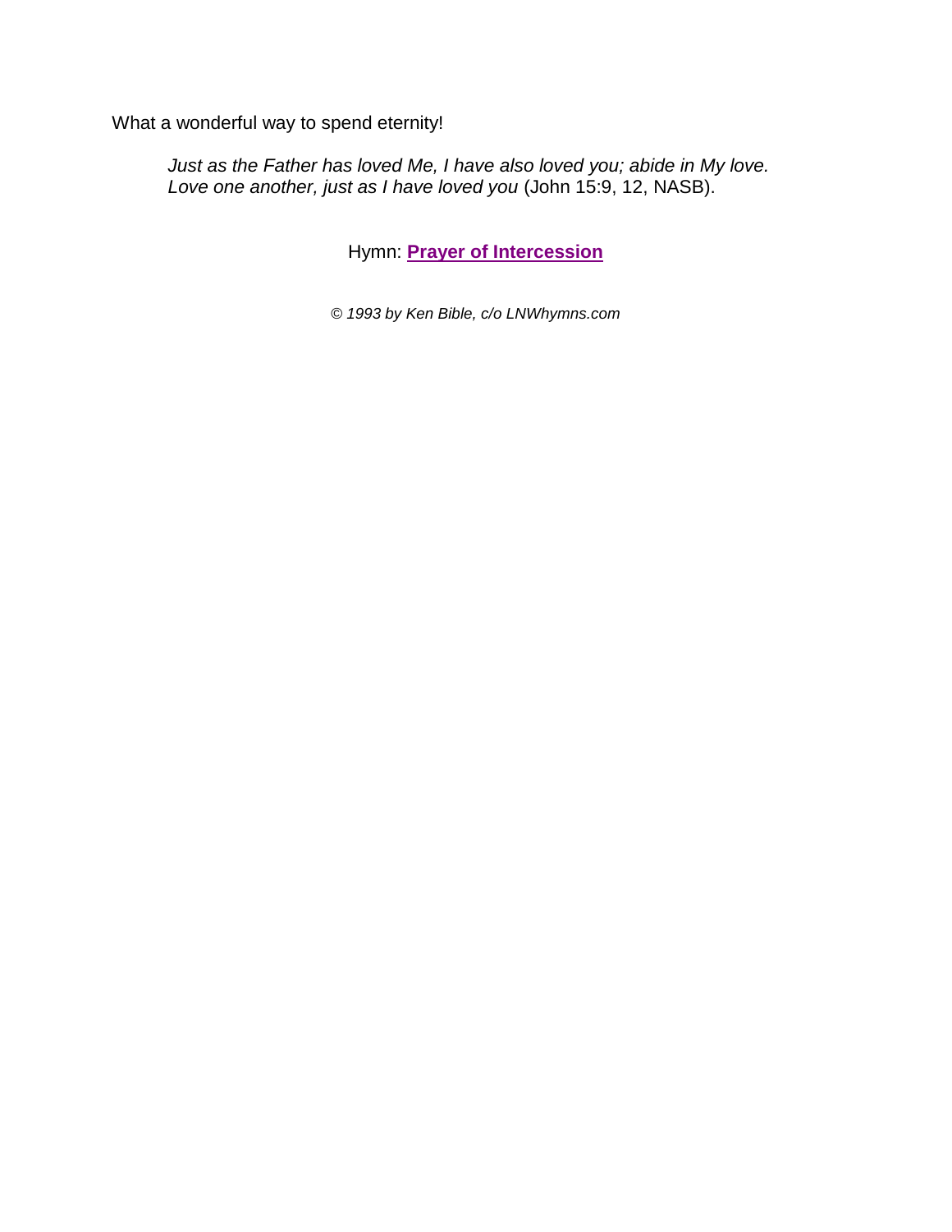What a wonderful way to spend eternity!

> *Just as the Father has loved Me, I have also loved you; abide in My love. Love one another, just as I have loved you* (John 15:9, 12, NASB).

Hymn: **Prayer of Intercession**

*© 1993 by Ken Bible, c/o LNWhymns.com*